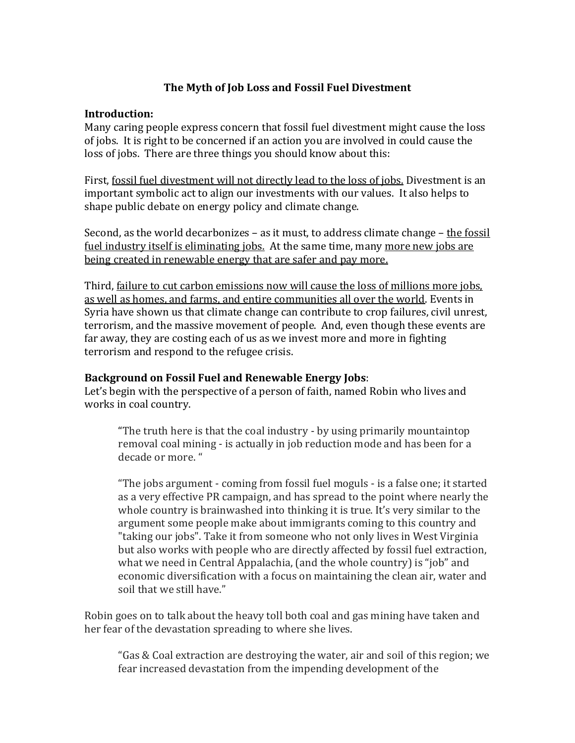# The Myth of Job Loss and Fossil Fuel Divestment

**Introduction:**
Many caring people express concern that fossil fuel divestment might cause the loss of jobs. It is right to be concerned if an action you are involved in could cause the loss of jobs. There are three things you should know about this:

First, <u>fossil fuel divestment will not directly lead to the loss of jobs.</u> Divestment is an important symbolic act to align our investments with our values. It also helps to shape public debate on energy policy and climate change.

Second, as the world decarbonizes – as it must, to address climate change – <u>the fossil fuel industry itself is eliminating jobs.</u> At the same time, many <u>more new jobs are being created in renewable energy that are safer and pay more.</u>

Third, <u>failure to cut carbon emissions now will cause the loss of millions more jobs, as well as homes, and farms, and entire communities all over the world</u>. Events in Syria have shown us that climate change can contribute to crop failures, civil unrest, terrorism, and the massive movement of people. And, even though these events are far away, they are costing each of us as we invest more and more in fighting terrorism and respond to the refugee crisis.

**Background on Fossil Fuel and Renewable Energy Jobs**:
Let's begin with the perspective of a person of faith, named Robin who lives and works in coal country.

> "The truth here is that the coal industry - by using primarily mountaintop removal coal mining - is actually in job reduction mode and has been for a decade or more. "
>
> "The jobs argument - coming from fossil fuel moguls - is a false one; it started as a very effective PR campaign, and has spread to the point where nearly the whole country is brainwashed into thinking it is true. It's very similar to the argument some people make about immigrants coming to this country and "taking our jobs". Take it from someone who not only lives in West Virginia but also works with people who are directly affected by fossil fuel extraction, what we need in Central Appalachia, (and the whole country) is "job" and economic diversification with a focus on maintaining the clean air, water and soil that we still have."

Robin goes on to talk about the heavy toll both coal and gas mining have taken and her fear of the devastation spreading to where she lives.

> "Gas & Coal extraction are destroying the water, air and soil of this region; we fear increased devastation from the impending development of the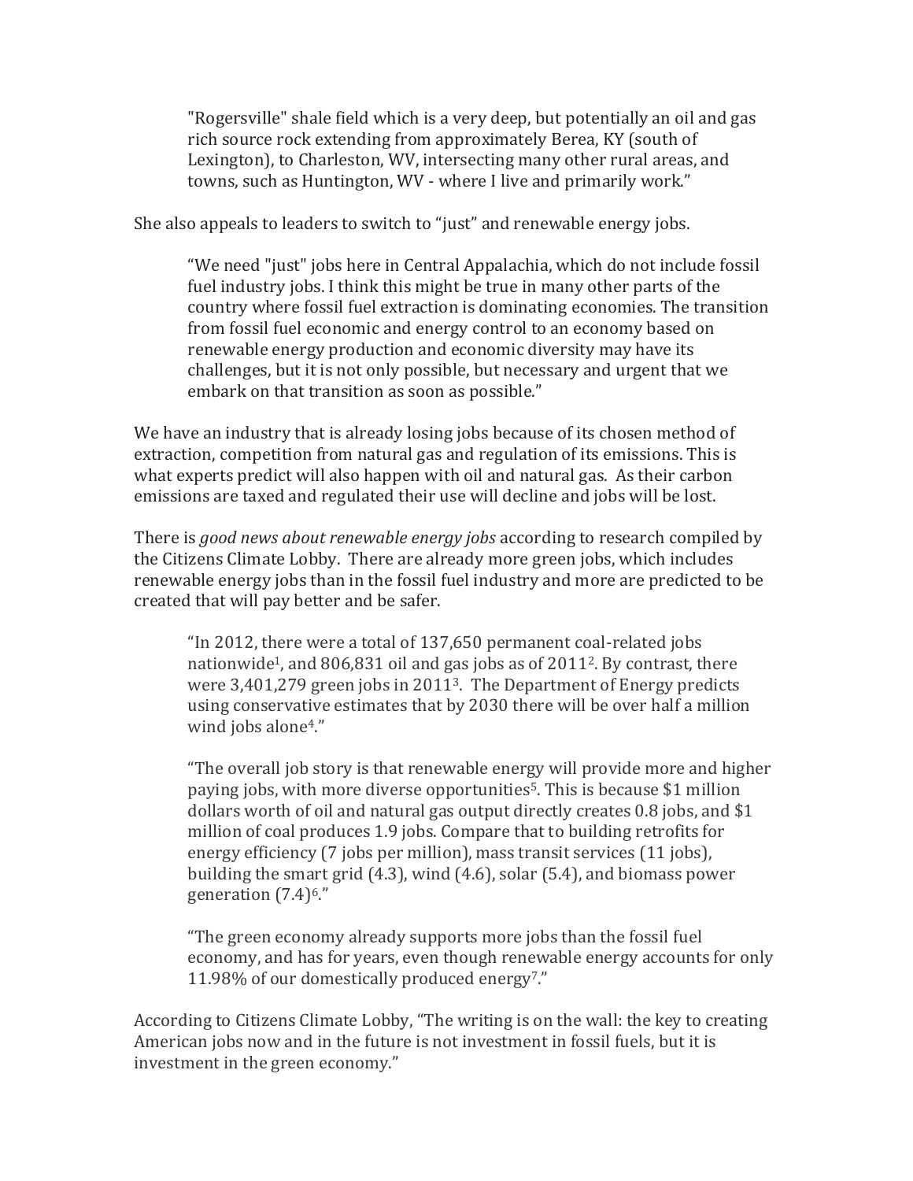> "Rogersville" shale field which is a very deep, but potentially an oil and gas rich source rock extending from approximately Berea, KY (south of Lexington), to Charleston, WV, intersecting many other rural areas, and towns, such as Huntington, WV - where I live and primarily work."

She also appeals to leaders to switch to "just" and renewable energy jobs.

> "We need "just" jobs here in Central Appalachia, which do not include fossil fuel industry jobs. I think this might be true in many other parts of the country where fossil fuel extraction is dominating economies. The transition from fossil fuel economic and energy control to an economy based on renewable energy production and economic diversity may have its challenges, but it is not only possible, but necessary and urgent that we embark on that transition as soon as possible."

We have an industry that is already losing jobs because of its chosen method of extraction, competition from natural gas and regulation of its emissions. This is what experts predict will also happen with oil and natural gas. As their carbon emissions are taxed and regulated their use will decline and jobs will be lost.

There is *good news about renewable energy jobs* according to research compiled by the Citizens Climate Lobby. There are already more green jobs, which includes renewable energy jobs than in the fossil fuel industry and more are predicted to be created that will pay better and be safer.

> "In 2012, there were a total of 137,650 permanent coal-related jobs nationwide[1], and 806,831 oil and gas jobs as of 2011[2]. By contrast, there were 3,401,279 green jobs in 2011[3]. The Department of Energy predicts using conservative estimates that by 2030 there will be over half a million wind jobs alone[4]."
>
> "The overall job story is that renewable energy will provide more and higher paying jobs, with more diverse opportunities[5]. This is because $1 million dollars worth of oil and natural gas output directly creates 0.8 jobs, and $1 million of coal produces 1.9 jobs. Compare that to building retrofits for energy efficiency (7 jobs per million), mass transit services (11 jobs), building the smart grid (4.3), wind (4.6), solar (5.4), and biomass power generation (7.4)[6]."
>
> "The green economy already supports more jobs than the fossil fuel economy, and has for years, even though renewable energy accounts for only 11.98% of our domestically produced energy[7]."

According to Citizens Climate Lobby, "The writing is on the wall: the key to creating American jobs now and in the future is not investment in fossil fuels, but it is investment in the green economy."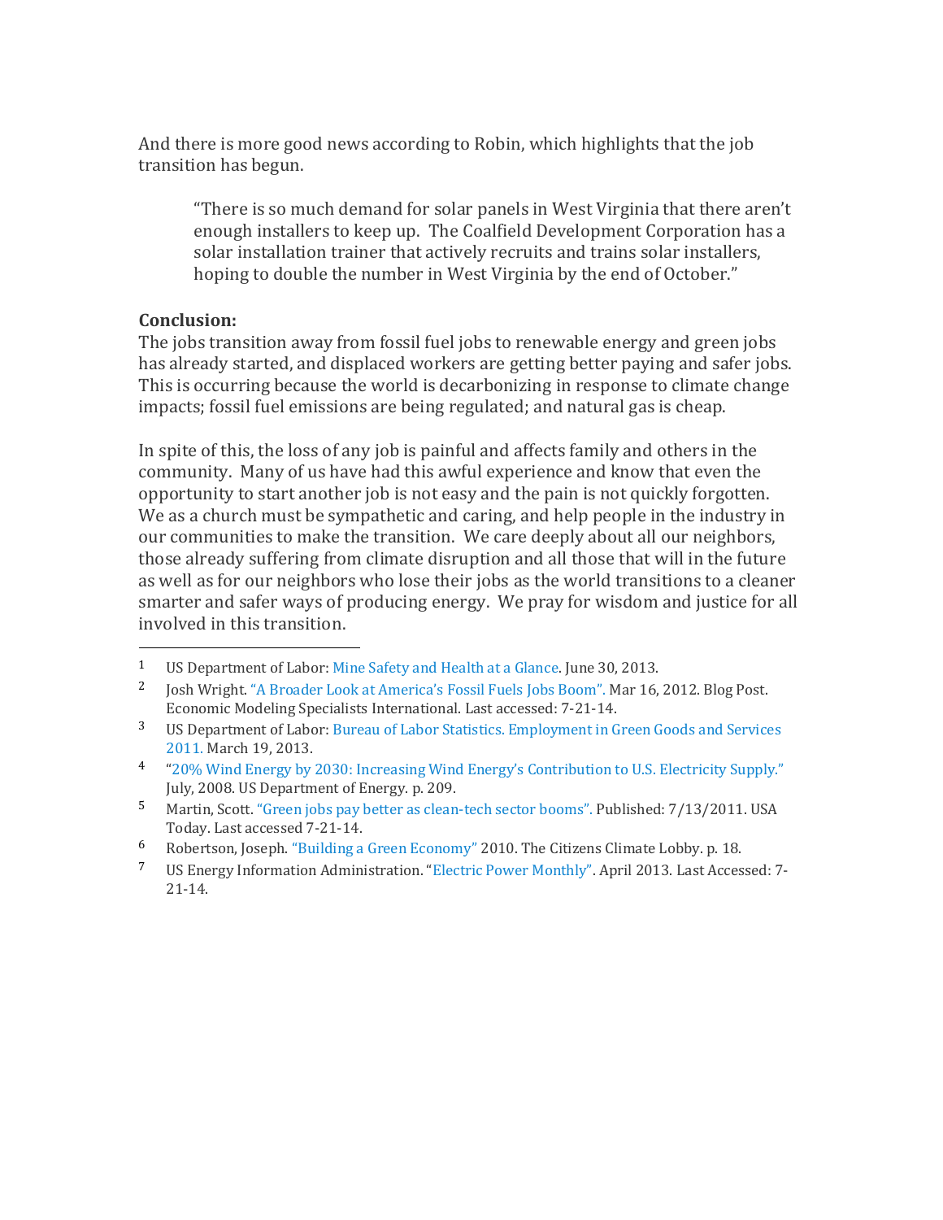And there is more good news according to Robin, which highlights that the job transition has begun.

> "There is so much demand for solar panels in West Virginia that there aren't enough installers to keep up. The Coalfield Development Corporation has a solar installation trainer that actively recruits and trains solar installers, hoping to double the number in West Virginia by the end of October."

**Conclusion:**

The jobs transition away from fossil fuel jobs to renewable energy and green jobs has already started, and displaced workers are getting better paying and safer jobs. This is occurring because the world is decarbonizing in response to climate change impacts; fossil fuel emissions are being regulated; and natural gas is cheap.

In spite of this, the loss of any job is painful and affects family and others in the community. Many of us have had this awful experience and know that even the opportunity to start another job is not easy and the pain is not quickly forgotten. We as a church must be sympathetic and caring, and help people in the industry in our communities to make the transition. We care deeply about all our neighbors, those already suffering from climate disruption and all those that will in the future as well as for our neighbors who lose their jobs as the world transitions to a cleaner smarter and safer ways of producing energy. We pray for wisdom and justice for all involved in this transition.

---

[1] US Department of Labor: Mine Safety and Health at a Glance. June 30, 2013.

[2] Josh Wright. "A Broader Look at America's Fossil Fuels Jobs Boom". Mar 16, 2012. Blog Post. Economic Modeling Specialists International. Last accessed: 7-21-14.

[3] US Department of Labor: Bureau of Labor Statistics. Employment in Green Goods and Services 2011. March 19, 2013.

[4] "20% Wind Energy by 2030: Increasing Wind Energy's Contribution to U.S. Electricity Supply." July, 2008. US Department of Energy. p. 209.

[5] Martin, Scott. "Green jobs pay better as clean-tech sector booms". Published: 7/13/2011. USA Today. Last accessed 7-21-14.

[6] Robertson, Joseph. "Building a Green Economy" 2010. The Citizens Climate Lobby. p. 18.

[7] US Energy Information Administration. "Electric Power Monthly". April 2013. Last Accessed: 7-21-14.